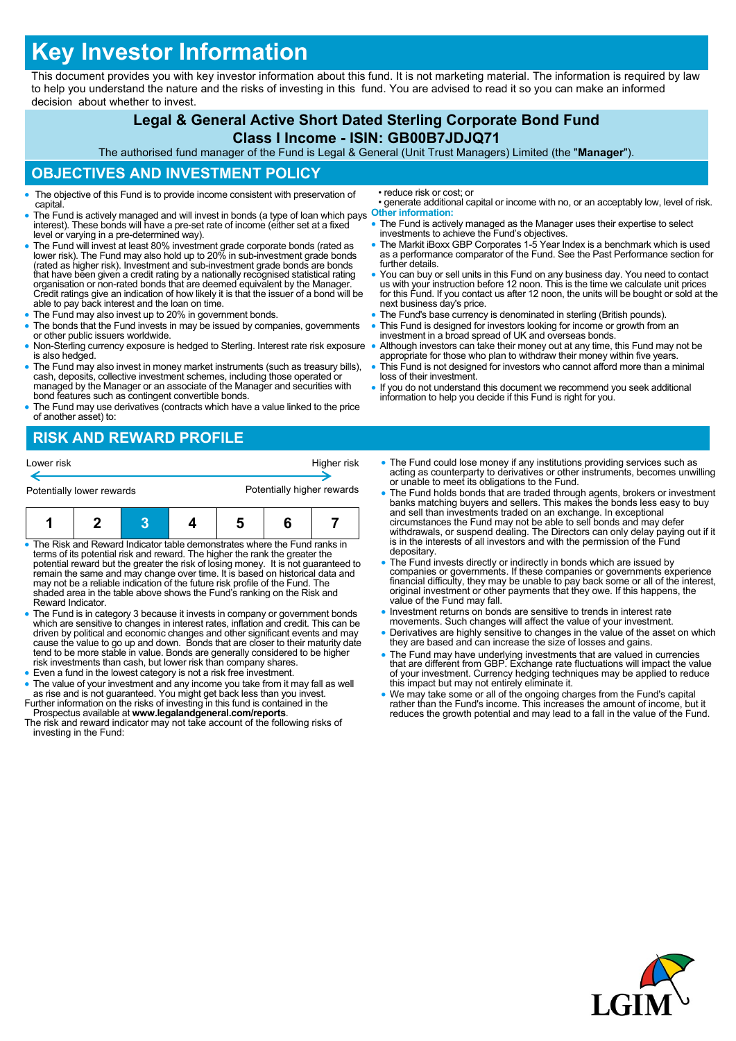# Key Investor Information

This document provides you with key investor information about this fund. It is not marketing material. The information is required by law to help you understand the nature and the risks of investing in this fund. You are advised to read it so you can make an informed decision about whether to invest.

## Legal & General Active Short Dated Sterling Corporate Bond Fund

### Class I Income - ISIN: GB00B7JDJQ71

The authorised fund manager of the Fund is Legal & General (Unit Trust Managers) Limited (the "**Manager**").

## OBJECTIVES AND INVESTMENT POLICY

- The objective of this Fund is to provide income consistent with preservation of capital.
- The Fund is actively managed and will invest in bonds (a type of loan which pays interest). These bonds will have a pre-set rate of income (either set at a fixed level or varying in a pre-determined way).
- The Fund will invest at least 80% investment grade corporate bonds (rated as lower risk). The Fund may also hold up to 20% in sub-investment grade bonds (rated as higher risk). Investment and sub-investment grade bonds are bonds that have been given a credit rating by a nationally recognised statistical rating organisation or non-rated bonds that are deemed equivalent by the Manager. Credit ratings give an indication of how likely it is that the issuer of a bond will be able to pay back interest and the loan on time.
- The Fund may also invest up to 20% in government bonds.
- The bonds that the Fund invests in may be issued by companies, governments or other public issuers worldwide.
- Non-Sterling currency exposure is hedged to Sterling. Interest rate risk exposure is also hedged.
- The Fund may also invest in money market instruments (such as treasury bills), cash, deposits, collective investment schemes, including those operated or managed by the Manager or an associate of the Manager and securities with bond features such as contingent convertible bonds.
- The Fund may use derivatives (contracts which have a value linked to the price of another asset) to:
  - reduce risk or cost; or
  - generate additional capital or income with no, or an acceptably low, level of risk.

**Other information:**

- The Fund is actively managed as the Manager uses their expertise to select investments to achieve the Fund's objectives.
- The Markit iBoxx GBP Corporates 1-5 Year Index is a benchmark which is used as a performance comparator of the Fund. See the Past Performance section for further details.
- You can buy or sell units in this Fund on any business day. You need to contact us with your instruction before 12 noon. This is the time we calculate unit prices for this Fund. If you contact us after 12 noon, the units will be bought or sold at the next business day's price.
- The Fund's base currency is denominated in sterling (British pounds).
- This Fund is designed for investors looking for income or growth from an investment in a broad spread of UK and overseas bonds.
- Although investors can take their money out at any time, this Fund may not be appropriate for those who plan to withdraw their money within five years.
- This Fund is not designed for investors who cannot afford more than a minimal loss of their investment.
- If you do not understand this document we recommend you seek additional information to help you decide if this Fund is right for you.

## RISK AND REWARD PROFILE

Lower risk ← → Higher risk

Potentially lower rewards — Potentially higher rewards

| 1 | 2 | **3** | 4 | 5 | 6 | 7 |
|---|---|---|---|---|---|---|

- The Risk and Reward Indicator table demonstrates where the Fund ranks in terms of its potential risk and reward. The higher the rank the greater the potential reward but the greater the risk of losing money. It is not guaranteed to remain the same and may change over time. It is based on historical data and may not be a reliable indication of the future risk profile of the Fund. The shaded area in the table above shows the Fund's ranking on the Risk and Reward Indicator.
- The Fund is in category 3 because it invests in company or government bonds which are sensitive to changes in interest rates, inflation and credit. This can be driven by political and economic changes and other significant events and may cause the value to go up and down. Bonds that are closer to their maturity date tend to be more stable in value. Bonds are generally considered to be higher risk investments than cash, but lower risk than company shares.
- Even a fund in the lowest category is not a risk free investment.
- The value of your investment and any income you take from it may fall as well as rise and is not guaranteed. You might get back less than you invest.

Further information on the risks of investing in this fund is contained in the Prospectus available at **www.legalandgeneral.com/reports**.

The risk and reward indicator may not take account of the following risks of investing in the Fund:

- The Fund could lose money if any institutions providing services such as acting as counterparty to derivatives or other instruments, becomes unwilling or unable to meet its obligations to the Fund.
- The Fund holds bonds that are traded through agents, brokers or investment banks matching buyers and sellers. This makes the bonds less easy to buy and sell than investments traded on an exchange. In exceptional circumstances the Fund may not be able to sell bonds and may defer withdrawals, or suspend dealing. The Directors can only delay paying out if it is in the interests of all investors and with the permission of the Fund depositary.
- The Fund invests directly or indirectly in bonds which are issued by companies or governments. If these companies or governments experience financial difficulty, they may be unable to pay back some or all of the interest, original investment or other payments that they owe. If this happens, the value of the Fund may fall.
- Investment returns on bonds are sensitive to trends in interest rate movements. Such changes will affect the value of your investment.
- Derivatives are highly sensitive to changes in the value of the asset on which they are based and can increase the size of losses and gains.
- The Fund may have underlying investments that are valued in currencies that are different from GBP. Exchange rate fluctuations will impact the value of your investment. Currency hedging techniques may be applied to reduce this impact but may not entirely eliminate it.
- We may take some or all of the ongoing charges from the Fund's capital rather than the Fund's income. This increases the amount of income, but it reduces the growth potential and may lead to a fall in the value of the Fund.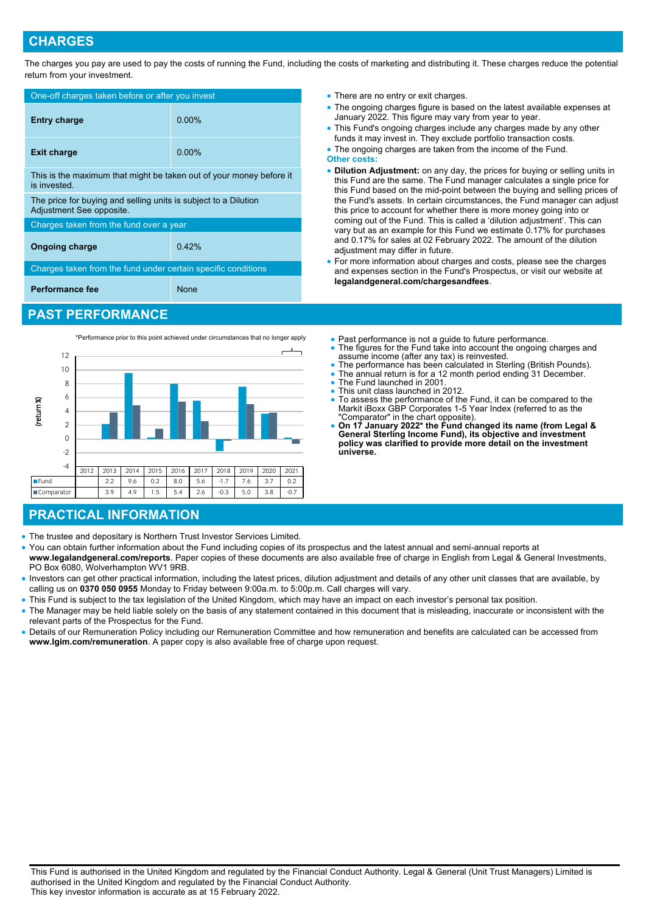## CHARGES

The charges you pay are used to pay the costs of running the Fund, including the costs of marketing and distributing it. These charges reduce the potential return from your investment.

| One-off charges taken before or after you invest | |
|---|---|
| **Entry charge** | 0.00% |
| **Exit charge** | 0.00% |
| This is the maximum that might be taken out of your money before it is invested. | |
| The price for buying and selling units is subject to a Dilution Adjustment See opposite. | |
| **Charges taken from the fund over a year** | |
| **Ongoing charge** | 0.42% |
| **Charges taken from the fund under certain specific conditions** | |
| **Performance fee** | None |

- There are no entry or exit charges.
- The ongoing charges figure is based on the latest available expenses at January 2022. This figure may vary from year to year.
- This Fund's ongoing charges include any charges made by any other funds it may invest in. They exclude portfolio transaction costs.
- The ongoing charges are taken from the income of the Fund.

**Other costs:**

- **Dilution Adjustment:** on any day, the prices for buying or selling units in this Fund are the same. The Fund manager calculates a single price for this Fund based on the mid-point between the buying and selling prices of the Fund's assets. In certain circumstances, the Fund manager can adjust this price to account for whether there is more money going into or coming out of the Fund. This is called a 'dilution adjustment'. This can vary but as an example for this Fund we estimate 0.17% for purchases and 0.17% for sales at 02 February 2022. The amount of the dilution adjustment may differ in future.
- For more information about charges and costs, please see the charges and expenses section in the Fund's Prospectus, or visit our website at **legalandgeneral.com/chargesandfees**.

## PAST PERFORMANCE

*Performance prior to this point achieved under circumstances that no longer apply

(return %)

12
10
8
6
4
2
0
-2
-4

2012 2013 2014 2015 2016 2017 2018 2019 2020 2021

Fund: 2.2 9.6 0.2 8.0 5.6 -1.7 7.6 3.7 0.2

Comparator: 3.9 4.9 1.5 5.4 2.6 -0.3 5.0 3.8 -0.7

- Past performance is not a guide to future performance.
- The figures for the Fund take into account the ongoing charges and assume income (after any tax) is reinvested.
- The performance has been calculated in Sterling (British Pounds).
- The annual return is for a 12 month period ending 31 December.
- The Fund launched in 2001.
- This unit class launched in 2012.
- To assess the performance of the Fund, it can be compared to the Markit iBoxx GBP Corporates 1-5 Year Index (referred to as the "Comparator" in the chart opposite).
- **On 17 January 2022* the Fund changed its name (from Legal & General Sterling Income Fund), its objective and investment policy was clarified to provide more detail on the investment universe.**

## PRACTICAL INFORMATION

- The trustee and depositary is Northern Trust Investor Services Limited.
- You can obtain further information about the Fund including copies of its prospectus and the latest annual and semi-annual reports at **www.legalandgeneral.com/reports**. Paper copies of these documents are also available free of charge in English from Legal & General Investments, PO Box 6080, Wolverhampton WV1 9RB.
- Investors can get other practical information, including the latest prices, dilution adjustment and details of any other unit classes that are available, by calling us on **0370 050 0955** Monday to Friday between 9:00a.m. to 5:00p.m. Call charges will vary.
- This Fund is subject to the tax legislation of the United Kingdom, which may have an impact on each investor's personal tax position.
- The Manager may be held liable solely on the basis of any statement contained in this document that is misleading, inaccurate or inconsistent with the relevant parts of the Prospectus for the Fund.
- Details of our Remuneration Policy including our Remuneration Committee and how remuneration and benefits are calculated can be accessed from **www.lgim.com/remuneration**. A paper copy is also available free of charge upon request.

This Fund is authorised in the United Kingdom and regulated by the Financial Conduct Authority. Legal & General (Unit Trust Managers) Limited is authorised in the United Kingdom and regulated by the Financial Conduct Authority.
This key investor information is accurate as at 15 February 2022.